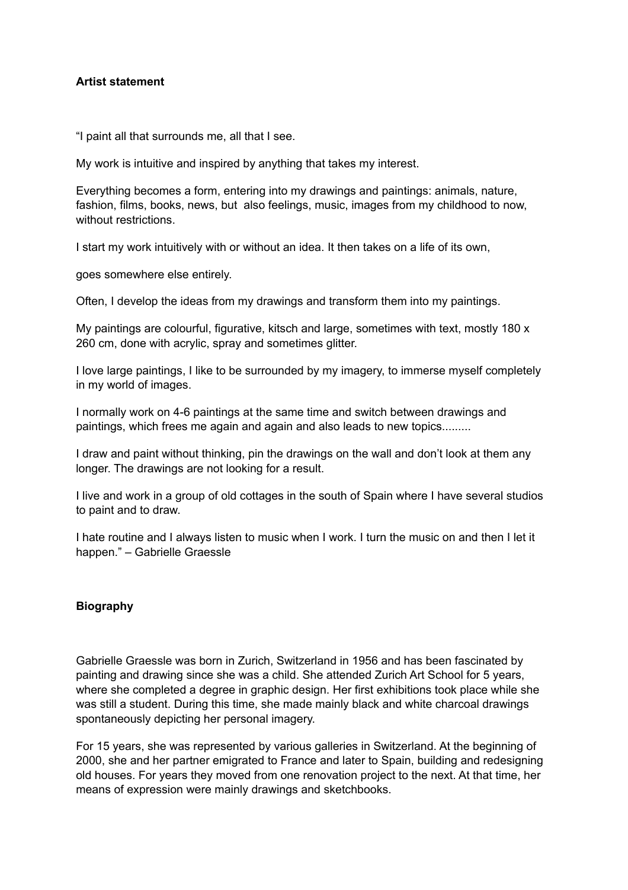**Artist statement**

"I paint all that surrounds me, all that I see.

My work is intuitive and inspired by anything that takes my interest.

Everything becomes a form, entering into my drawings and paintings: animals, nature, fashion, films, books, news, but also feelings, music, images from my childhood to now, without restrictions.

I start my work intuitively with or without an idea. It then takes on a life of its own,

goes somewhere else entirely.

Often, I develop the ideas from my drawings and transform them into my paintings.

My paintings are colourful, figurative, kitsch and large, sometimes with text, mostly 180 x 260 cm, done with acrylic, spray and sometimes glitter.

I love large paintings, I like to be surrounded by my imagery, to immerse myself completely in my world of images.

I normally work on 4-6 paintings at the same time and switch between drawings and paintings, which frees me again and again and also leads to new topics.........

I draw and paint without thinking, pin the drawings on the wall and don't look at them any longer. The drawings are not looking for a result.

I live and work in a group of old cottages in the south of Spain where I have several studios to paint and to draw.

I hate routine and I always listen to music when I work. I turn the music on and then I let it happen." – Gabrielle Graessle

**Biography**

Gabrielle Graessle was born in Zurich, Switzerland in 1956 and has been fascinated by painting and drawing since she was a child. She attended Zurich Art School for 5 years, where she completed a degree in graphic design. Her first exhibitions took place while she was still a student. During this time, she made mainly black and white charcoal drawings spontaneously depicting her personal imagery.

For 15 years, she was represented by various galleries in Switzerland. At the beginning of 2000, she and her partner emigrated to France and later to Spain, building and redesigning old houses. For years they moved from one renovation project to the next. At that time, her means of expression were mainly drawings and sketchbooks.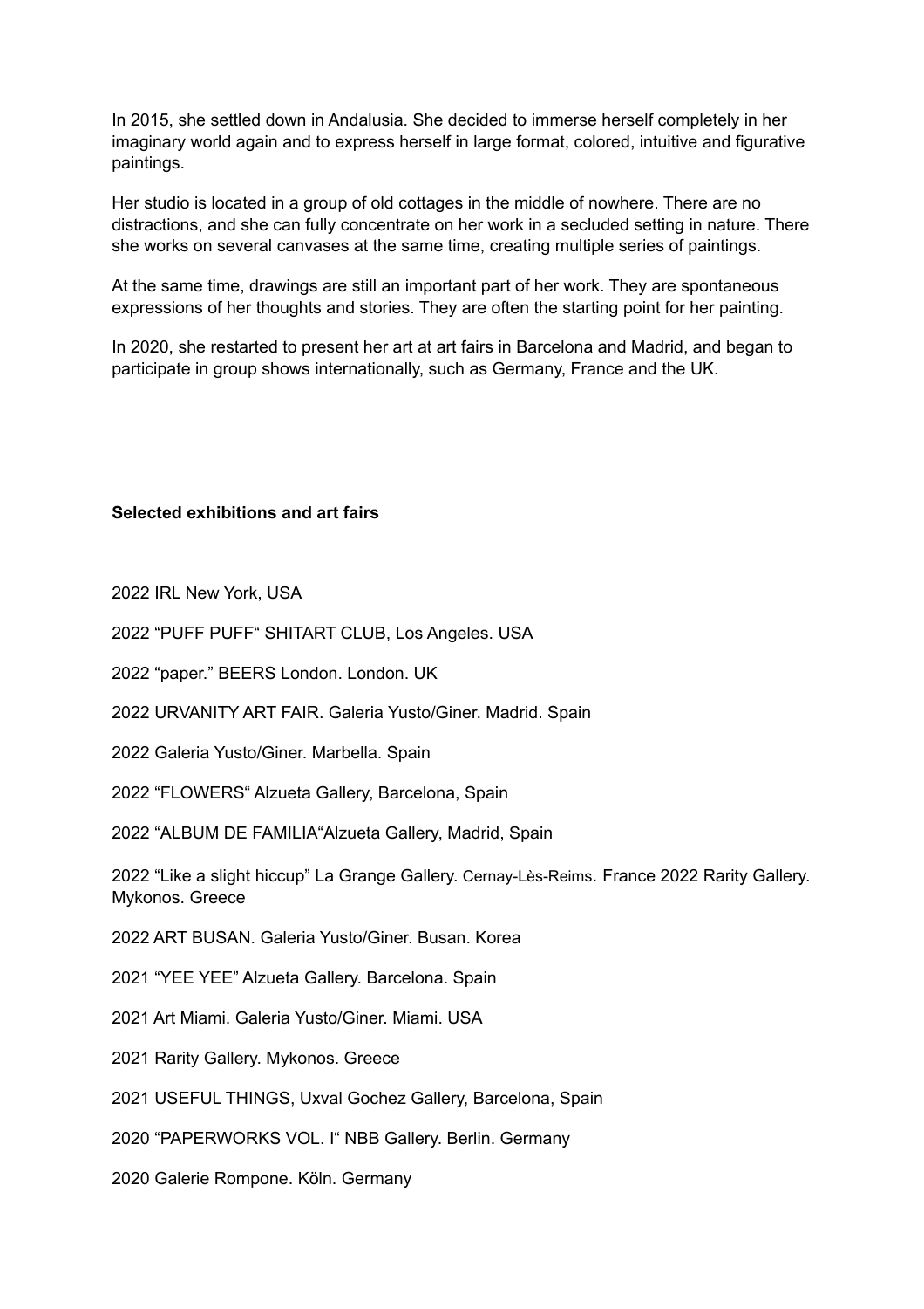In 2015, she settled down in Andalusia. She decided to immerse herself completely in her imaginary world again and to express herself in large format, colored, intuitive and figurative paintings.

Her studio is located in a group of old cottages in the middle of nowhere. There are no distractions, and she can fully concentrate on her work in a secluded setting in nature. There she works on several canvases at the same time, creating multiple series of paintings.

At the same time, drawings are still an important part of her work. They are spontaneous expressions of her thoughts and stories. They are often the starting point for her painting.

In 2020, she restarted to present her art at art fairs in Barcelona and Madrid, and began to participate in group shows internationally, such as Germany, France and the UK.

**Selected exhibitions and art fairs**

2022 IRL New York, USA

2022 "PUFF PUFF" SHITART CLUB, Los Angeles. USA

2022 "paper." BEERS London. London. UK

2022 URVANITY ART FAIR. Galeria Yusto/Giner. Madrid. Spain

2022 Galeria Yusto/Giner. Marbella. Spain

2022 "FLOWERS" Alzueta Gallery, Barcelona, Spain

2022 "ALBUM DE FAMILIA"Alzueta Gallery, Madrid, Spain

2022 "Like a slight hiccup" La Grange Gallery. Cernay-Lès-Reims. France 2022 Rarity Gallery. Mykonos. Greece

2022 ART BUSAN. Galeria Yusto/Giner. Busan. Korea

2021 "YEE YEE" Alzueta Gallery. Barcelona. Spain

2021 Art Miami. Galeria Yusto/Giner. Miami. USA

2021 Rarity Gallery. Mykonos. Greece

2021 USEFUL THINGS, Uxval Gochez Gallery, Barcelona, Spain

2020 "PAPERWORKS VOL. I" NBB Gallery. Berlin. Germany

2020 Galerie Rompone. Köln. Germany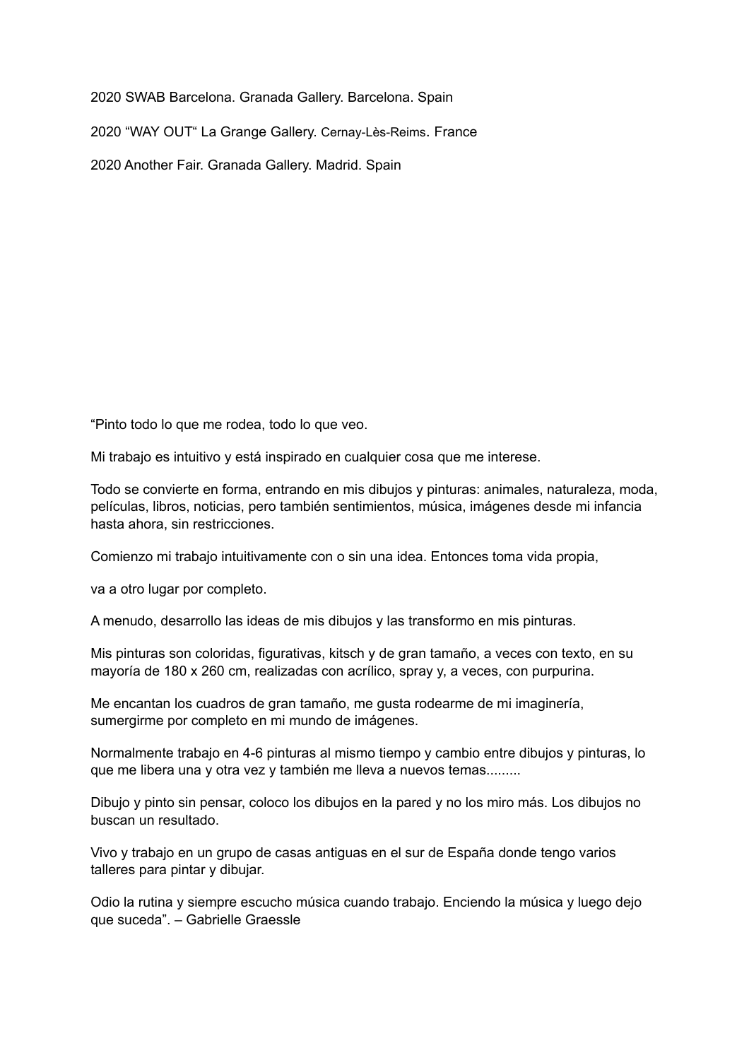2020 SWAB Barcelona. Granada Gallery. Barcelona. Spain

2020 “WAY OUT“ La Grange Gallery. Cernay-Lès-Reims. France

2020 Another Fair. Granada Gallery. Madrid. Spain

“Pinto todo lo que me rodea, todo lo que veo.

Mi trabajo es intuitivo y está inspirado en cualquier cosa que me interese.

Todo se convierte en forma, entrando en mis dibujos y pinturas: animales, naturaleza, moda, películas, libros, noticias, pero también sentimientos, música, imágenes desde mi infancia hasta ahora, sin restricciones.

Comienzo mi trabajo intuitivamente con o sin una idea. Entonces toma vida propia,

va a otro lugar por completo.

A menudo, desarrollo las ideas de mis dibujos y las transformo en mis pinturas.

Mis pinturas son coloridas, figurativas, kitsch y de gran tamaño, a veces con texto, en su mayoría de 180 x 260 cm, realizadas con acrílico, spray y, a veces, con purpurina.

Me encantan los cuadros de gran tamaño, me gusta rodearme de mi imaginería, sumergirme por completo en mi mundo de imágenes.

Normalmente trabajo en 4-6 pinturas al mismo tiempo y cambio entre dibujos y pinturas, lo que me libera una y otra vez y también me lleva a nuevos temas.........

Dibujo y pinto sin pensar, coloco los dibujos en la pared y no los miro más. Los dibujos no buscan un resultado.

Vivo y trabajo en un grupo de casas antiguas en el sur de España donde tengo varios talleres para pintar y dibujar.

Odio la rutina y siempre escucho música cuando trabajo. Enciendo la música y luego dejo que suceda”. – Gabrielle Graessle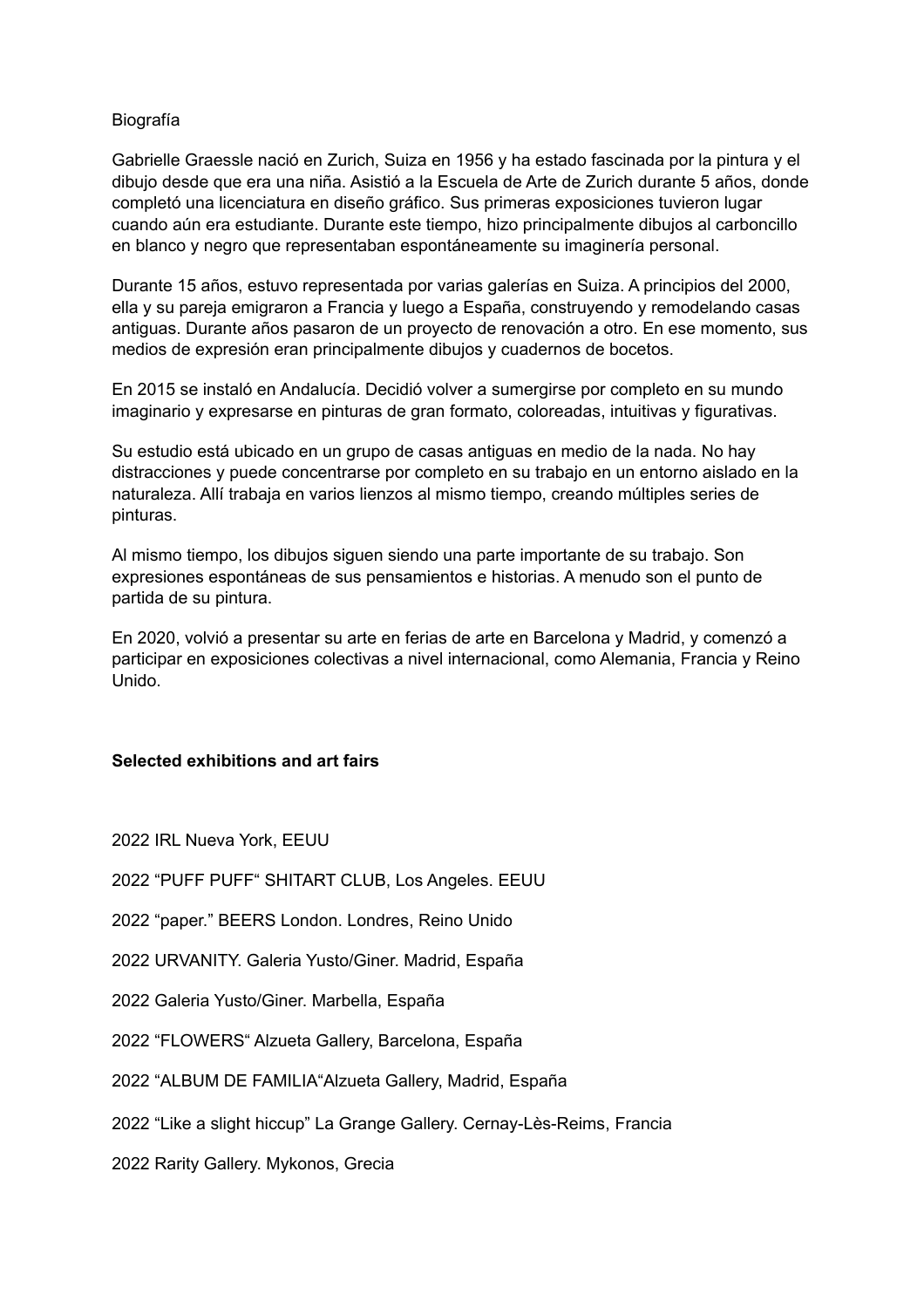Biografía

Gabrielle Graessle nació en Zurich, Suiza en 1956 y ha estado fascinada por la pintura y el dibujo desde que era una niña. Asistió a la Escuela de Arte de Zurich durante 5 años, donde completó una licenciatura en diseño gráfico. Sus primeras exposiciones tuvieron lugar cuando aún era estudiante. Durante este tiempo, hizo principalmente dibujos al carboncillo en blanco y negro que representaban espontáneamente su imaginería personal.

Durante 15 años, estuvo representada por varias galerías en Suiza. A principios del 2000, ella y su pareja emigraron a Francia y luego a España, construyendo y remodelando casas antiguas. Durante años pasaron de un proyecto de renovación a otro. En ese momento, sus medios de expresión eran principalmente dibujos y cuadernos de bocetos.

En 2015 se instaló en Andalucía. Decidió volver a sumergirse por completo en su mundo imaginario y expresarse en pinturas de gran formato, coloreadas, intuitivas y figurativas.

Su estudio está ubicado en un grupo de casas antiguas en medio de la nada. No hay distracciones y puede concentrarse por completo en su trabajo en un entorno aislado en la naturaleza. Allí trabaja en varios lienzos al mismo tiempo, creando múltiples series de pinturas.

Al mismo tiempo, los dibujos siguen siendo una parte importante de su trabajo. Son expresiones espontáneas de sus pensamientos e historias. A menudo son el punto de partida de su pintura.

En 2020, volvió a presentar su arte en ferias de arte en Barcelona y Madrid, y comenzó a participar en exposiciones colectivas a nivel internacional, como Alemania, Francia y Reino Unido.

**Selected exhibitions and art fairs**

2022 IRL Nueva York, EEUU

2022 “PUFF PUFF“ SHITART CLUB, Los Angeles. EEUU

2022 “paper.” BEERS London. Londres, Reino Unido

2022 URVANITY. Galeria Yusto/Giner. Madrid, España

2022 Galeria Yusto/Giner. Marbella, España

2022 “FLOWERS“ Alzueta Gallery, Barcelona, España

2022 “ALBUM DE FAMILIA“Alzueta Gallery, Madrid, España

2022 “Like a slight hiccup” La Grange Gallery. Cernay-Lès-Reims, Francia

2022 Rarity Gallery. Mykonos, Grecia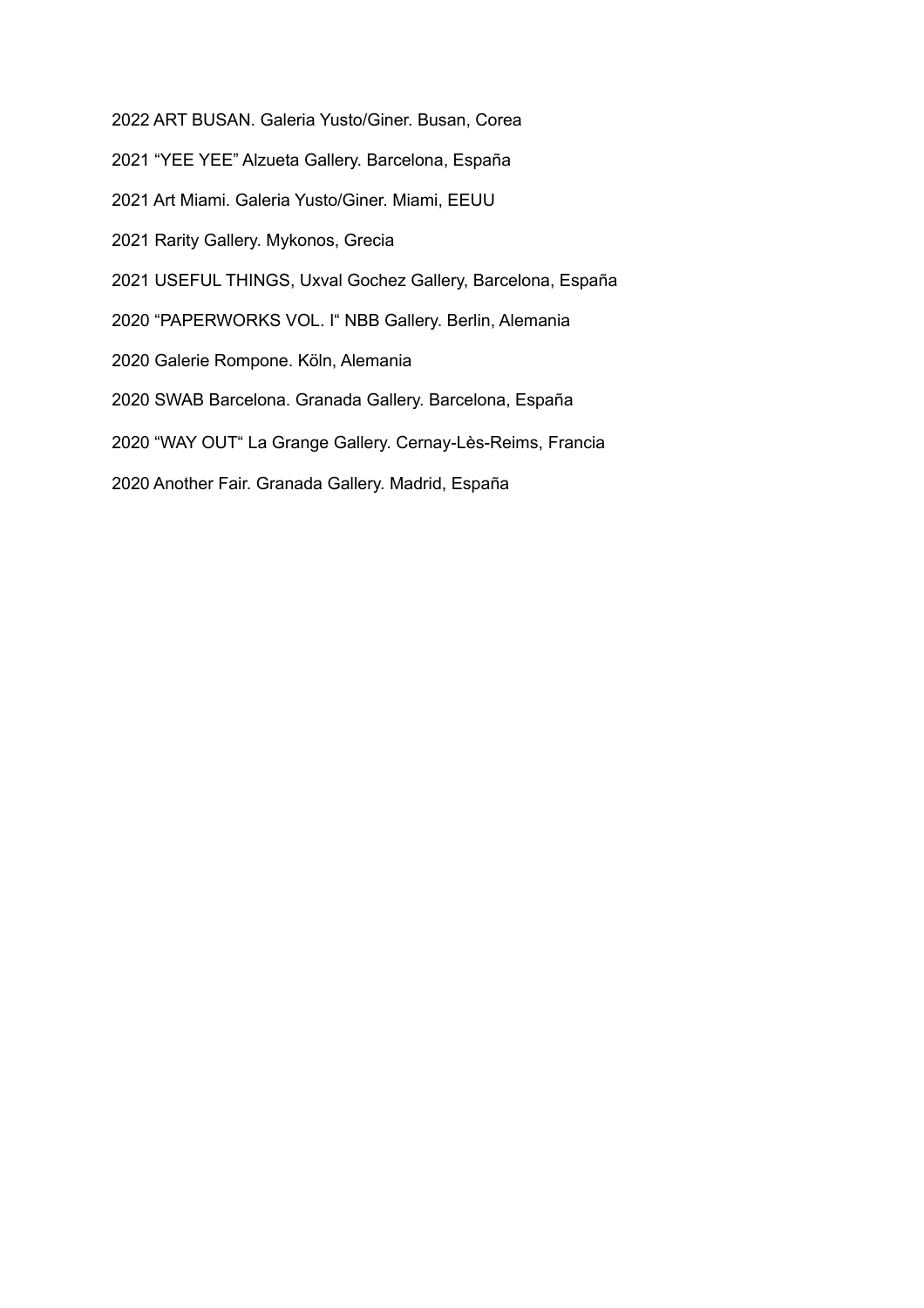2022 ART BUSAN. Galeria Yusto/Giner. Busan, Corea

2021 “YEE YEE” Alzueta Gallery. Barcelona, España

2021 Art Miami. Galeria Yusto/Giner. Miami, EEUU

2021 Rarity Gallery. Mykonos, Grecia

2021 USEFUL THINGS, Uxval Gochez Gallery, Barcelona, España

2020 “PAPERWORKS VOL. I“ NBB Gallery. Berlin, Alemania

2020 Galerie Rompone. Köln, Alemania

2020 SWAB Barcelona. Granada Gallery. Barcelona, España

2020 “WAY OUT“ La Grange Gallery. Cernay-Lès-Reims, Francia

2020 Another Fair. Granada Gallery. Madrid, España